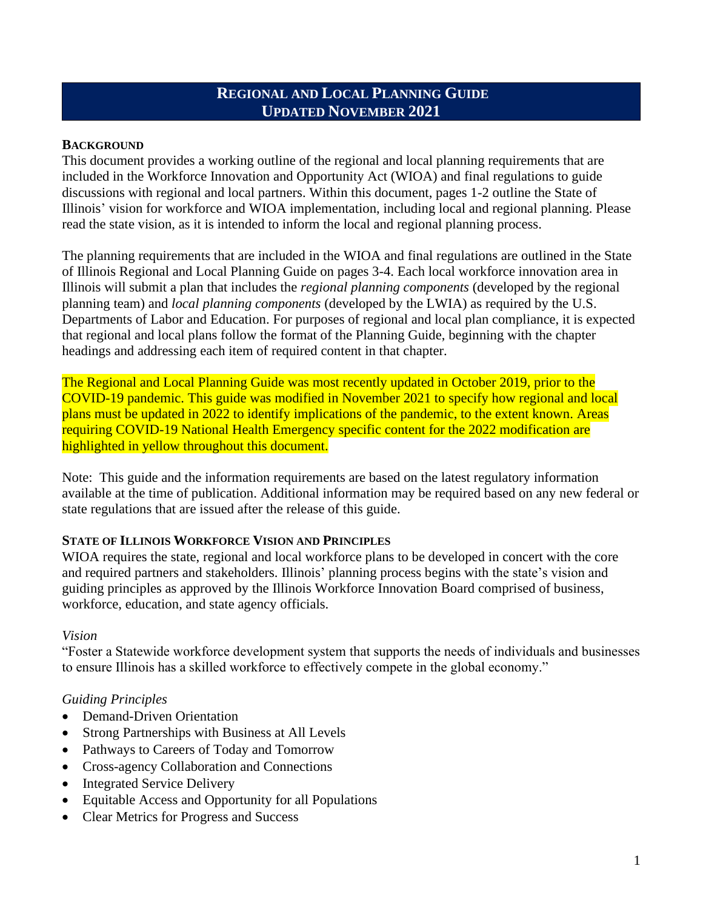# Regional and Local Planning Guide
# Updated November 2021

## Background

This document provides a working outline of the regional and local planning requirements that are included in the Workforce Innovation and Opportunity Act (WIOA) and final regulations to guide discussions with regional and local partners. Within this document, pages 1-2 outline the State of Illinois' vision for workforce and WIOA implementation, including local and regional planning. Please read the state vision, as it is intended to inform the local and regional planning process.

The planning requirements that are included in the WIOA and final regulations are outlined in the State of Illinois Regional and Local Planning Guide on pages 3-4. Each local workforce innovation area in Illinois will submit a plan that includes the *regional planning components* (developed by the regional planning team) and *local planning components* (developed by the LWIA) as required by the U.S. Departments of Labor and Education. For purposes of regional and local plan compliance, it is expected that regional and local plans follow the format of the Planning Guide, beginning with the chapter headings and addressing each item of required content in that chapter.

The Regional and Local Planning Guide was most recently updated in October 2019, prior to the COVID-19 pandemic. This guide was modified in November 2021 to specify how regional and local plans must be updated in 2022 to identify implications of the pandemic, to the extent known. Areas requiring COVID-19 National Health Emergency specific content for the 2022 modification are highlighted in yellow throughout this document.

Note: This guide and the information requirements are based on the latest regulatory information available at the time of publication. Additional information may be required based on any new federal or state regulations that are issued after the release of this guide.

## State of Illinois Workforce Vision and Principles

WIOA requires the state, regional and local workforce plans to be developed in concert with the core and required partners and stakeholders. Illinois' planning process begins with the state's vision and guiding principles as approved by the Illinois Workforce Innovation Board comprised of business, workforce, education, and state agency officials.

*Vision*

"Foster a Statewide workforce development system that supports the needs of individuals and businesses to ensure Illinois has a skilled workforce to effectively compete in the global economy."

*Guiding Principles*

- Demand-Driven Orientation
- Strong Partnerships with Business at All Levels
- Pathways to Careers of Today and Tomorrow
- Cross-agency Collaboration and Connections
- Integrated Service Delivery
- Equitable Access and Opportunity for all Populations
- Clear Metrics for Progress and Success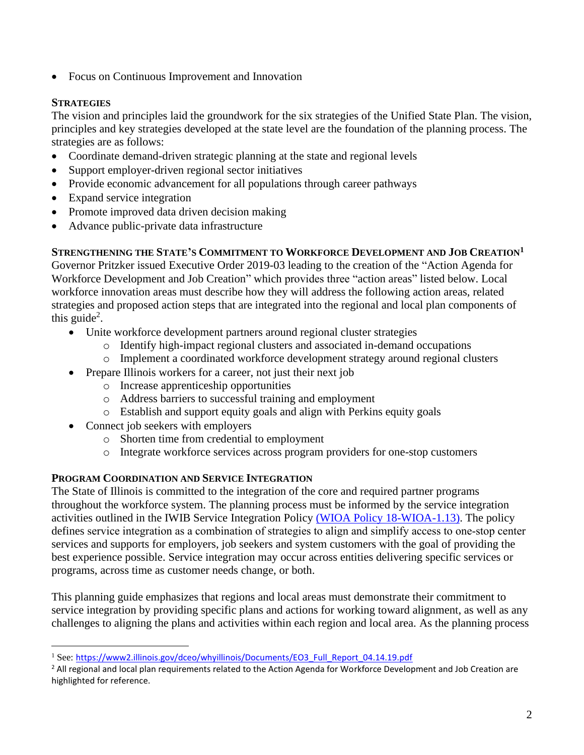- Focus on Continuous Improvement and Innovation

### STRATEGIES

The vision and principles laid the groundwork for the six strategies of the Unified State Plan. The vision, principles and key strategies developed at the state level are the foundation of the planning process. The strategies are as follows:

- Coordinate demand-driven strategic planning at the state and regional levels
- Support employer-driven regional sector initiatives
- Provide economic advancement for all populations through career pathways
- Expand service integration
- Promote improved data driven decision making
- Advance public-private data infrastructure

### STRENGTHENING THE STATE'S COMMITMENT TO WORKFORCE DEVELOPMENT AND JOB CREATION[1]

Governor Pritzker issued Executive Order 2019-03 leading to the creation of the "Action Agenda for Workforce Development and Job Creation" which provides three "action areas" listed below. Local workforce innovation areas must describe how they will address the following action areas, related strategies and proposed action steps that are integrated into the regional and local plan components of this guide[2].

- Unite workforce development partners around regional cluster strategies
  - Identify high-impact regional clusters and associated in-demand occupations
  - Implement a coordinated workforce development strategy around regional clusters
- Prepare Illinois workers for a career, not just their next job
  - Increase apprenticeship opportunities
  - Address barriers to successful training and employment
  - Establish and support equity goals and align with Perkins equity goals
- Connect job seekers with employers
  - Shorten time from credential to employment
  - Integrate workforce services across program providers for one-stop customers

### PROGRAM COORDINATION AND SERVICE INTEGRATION

The State of Illinois is committed to the integration of the core and required partner programs throughout the workforce system. The planning process must be informed by the service integration activities outlined in the IWIB Service Integration Policy (WIOA Policy 18-WIOA-1.13). The policy defines service integration as a combination of strategies to align and simplify access to one-stop center services and supports for employers, job seekers and system customers with the goal of providing the best experience possible. Service integration may occur across entities delivering specific services or programs, across time as customer needs change, or both.

This planning guide emphasizes that regions and local areas must demonstrate their commitment to service integration by providing specific plans and actions for working toward alignment, as well as any challenges to aligning the plans and activities within each region and local area. As the planning process

---

[1] See: https://www2.illinois.gov/dceo/whyillinois/Documents/EO3_Full_Report_04.14.19.pdf

[2] All regional and local plan requirements related to the Action Agenda for Workforce Development and Job Creation are highlighted for reference.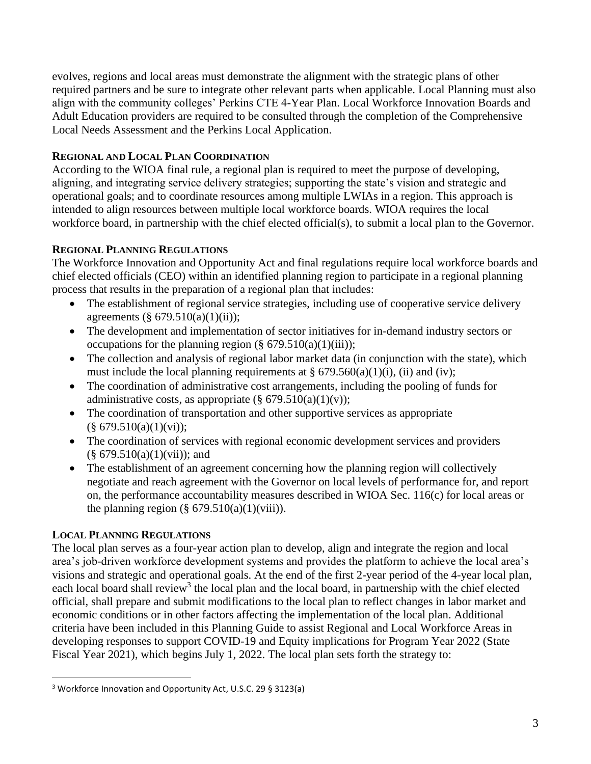evolves, regions and local areas must demonstrate the alignment with the strategic plans of other required partners and be sure to integrate other relevant parts when applicable. Local Planning must also align with the community colleges' Perkins CTE 4-Year Plan. Local Workforce Innovation Boards and Adult Education providers are required to be consulted through the completion of the Comprehensive Local Needs Assessment and the Perkins Local Application.

### REGIONAL AND LOCAL PLAN COORDINATION

According to the WIOA final rule, a regional plan is required to meet the purpose of developing, aligning, and integrating service delivery strategies; supporting the state's vision and strategic and operational goals; and to coordinate resources among multiple LWIAs in a region. This approach is intended to align resources between multiple local workforce boards. WIOA requires the local workforce board, in partnership with the chief elected official(s), to submit a local plan to the Governor.

### REGIONAL PLANNING REGULATIONS

The Workforce Innovation and Opportunity Act and final regulations require local workforce boards and chief elected officials (CEO) within an identified planning region to participate in a regional planning process that results in the preparation of a regional plan that includes:

- The establishment of regional service strategies, including use of cooperative service delivery agreements (§ 679.510(a)(1)(ii));
- The development and implementation of sector initiatives for in-demand industry sectors or occupations for the planning region (§ 679.510(a)(1)(iii));
- The collection and analysis of regional labor market data (in conjunction with the state), which must include the local planning requirements at § 679.560(a)(1)(i), (ii) and (iv);
- The coordination of administrative cost arrangements, including the pooling of funds for administrative costs, as appropriate (§ 679.510(a)(1)(v));
- The coordination of transportation and other supportive services as appropriate (§ 679.510(a)(1)(vi));
- The coordination of services with regional economic development services and providers (§ 679.510(a)(1)(vii)); and
- The establishment of an agreement concerning how the planning region will collectively negotiate and reach agreement with the Governor on local levels of performance for, and report on, the performance accountability measures described in WIOA Sec. 116(c) for local areas or the planning region (§ 679.510(a)(1)(viii)).

### LOCAL PLANNING REGULATIONS

The local plan serves as a four-year action plan to develop, align and integrate the region and local area's job-driven workforce development systems and provides the platform to achieve the local area's visions and strategic and operational goals. At the end of the first 2-year period of the 4-year local plan, each local board shall review[3] the local plan and the local board, in partnership with the chief elected official, shall prepare and submit modifications to the local plan to reflect changes in labor market and economic conditions or in other factors affecting the implementation of the local plan. Additional criteria have been included in this Planning Guide to assist Regional and Local Workforce Areas in developing responses to support COVID-19 and Equity implications for Program Year 2022 (State Fiscal Year 2021), which begins July 1, 2022. The local plan sets forth the strategy to:

[3] Workforce Innovation and Opportunity Act, U.S.C. 29 § 3123(a)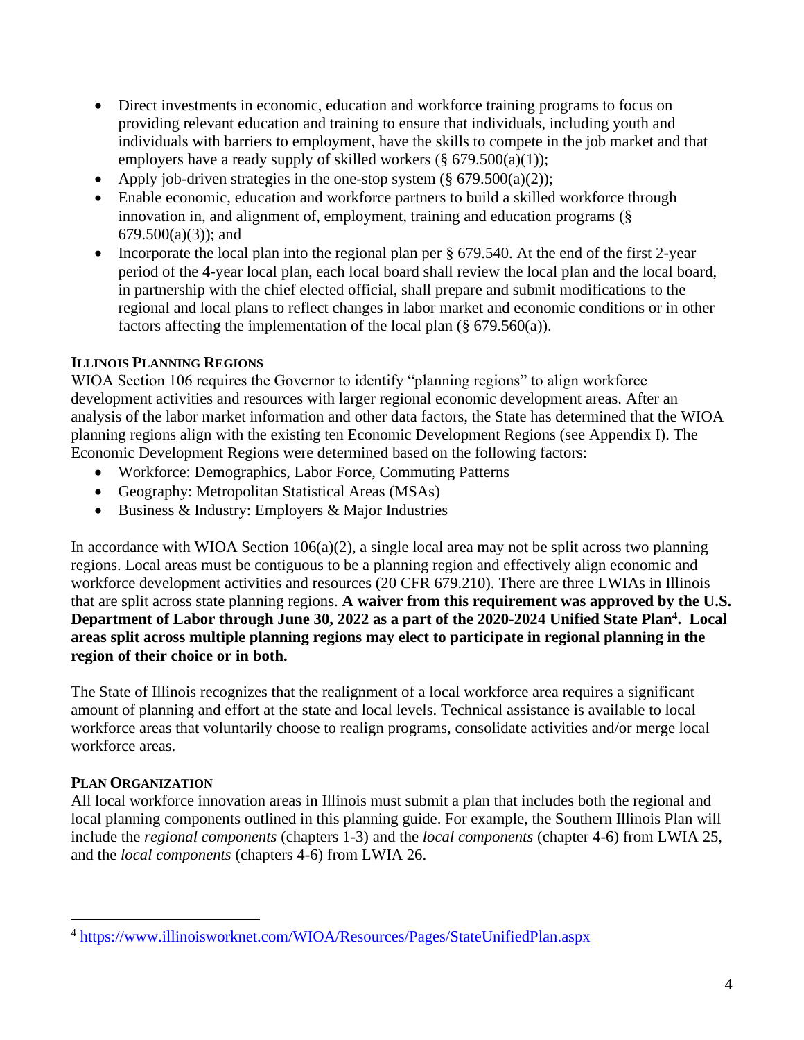- Direct investments in economic, education and workforce training programs to focus on providing relevant education and training to ensure that individuals, including youth and individuals with barriers to employment, have the skills to compete in the job market and that employers have a ready supply of skilled workers (§ 679.500(a)(1));
- Apply job-driven strategies in the one-stop system (§ 679.500(a)(2));
- Enable economic, education and workforce partners to build a skilled workforce through innovation in, and alignment of, employment, training and education programs (§ 679.500(a)(3)); and
- Incorporate the local plan into the regional plan per § 679.540. At the end of the first 2-year period of the 4-year local plan, each local board shall review the local plan and the local board, in partnership with the chief elected official, shall prepare and submit modifications to the regional and local plans to reflect changes in labor market and economic conditions or in other factors affecting the implementation of the local plan (§ 679.560(a)).

### Illinois Planning Regions

WIOA Section 106 requires the Governor to identify "planning regions" to align workforce development activities and resources with larger regional economic development areas. After an analysis of the labor market information and other data factors, the State has determined that the WIOA planning regions align with the existing ten Economic Development Regions (see Appendix I). The Economic Development Regions were determined based on the following factors:

- Workforce: Demographics, Labor Force, Commuting Patterns
- Geography: Metropolitan Statistical Areas (MSAs)
- Business & Industry: Employers & Major Industries

In accordance with WIOA Section 106(a)(2), a single local area may not be split across two planning regions. Local areas must be contiguous to be a planning region and effectively align economic and workforce development activities and resources (20 CFR 679.210). There are three LWIAs in Illinois that are split across state planning regions. **A waiver from this requirement was approved by the U.S. Department of Labor through June 30, 2022 as a part of the 2020-2024 Unified State Plan[4]. Local areas split across multiple planning regions may elect to participate in regional planning in the region of their choice or in both.**

The State of Illinois recognizes that the realignment of a local workforce area requires a significant amount of planning and effort at the state and local levels. Technical assistance is available to local workforce areas that voluntarily choose to realign programs, consolidate activities and/or merge local workforce areas.

### Plan Organization

All local workforce innovation areas in Illinois must submit a plan that includes both the regional and local planning components outlined in this planning guide. For example, the Southern Illinois Plan will include the *regional components* (chapters 1-3) and the *local components* (chapter 4-6) from LWIA 25, and the *local components* (chapters 4-6) from LWIA 26.

---

[4] https://www.illinoisworknet.com/WIOA/Resources/Pages/StateUnifiedPlan.aspx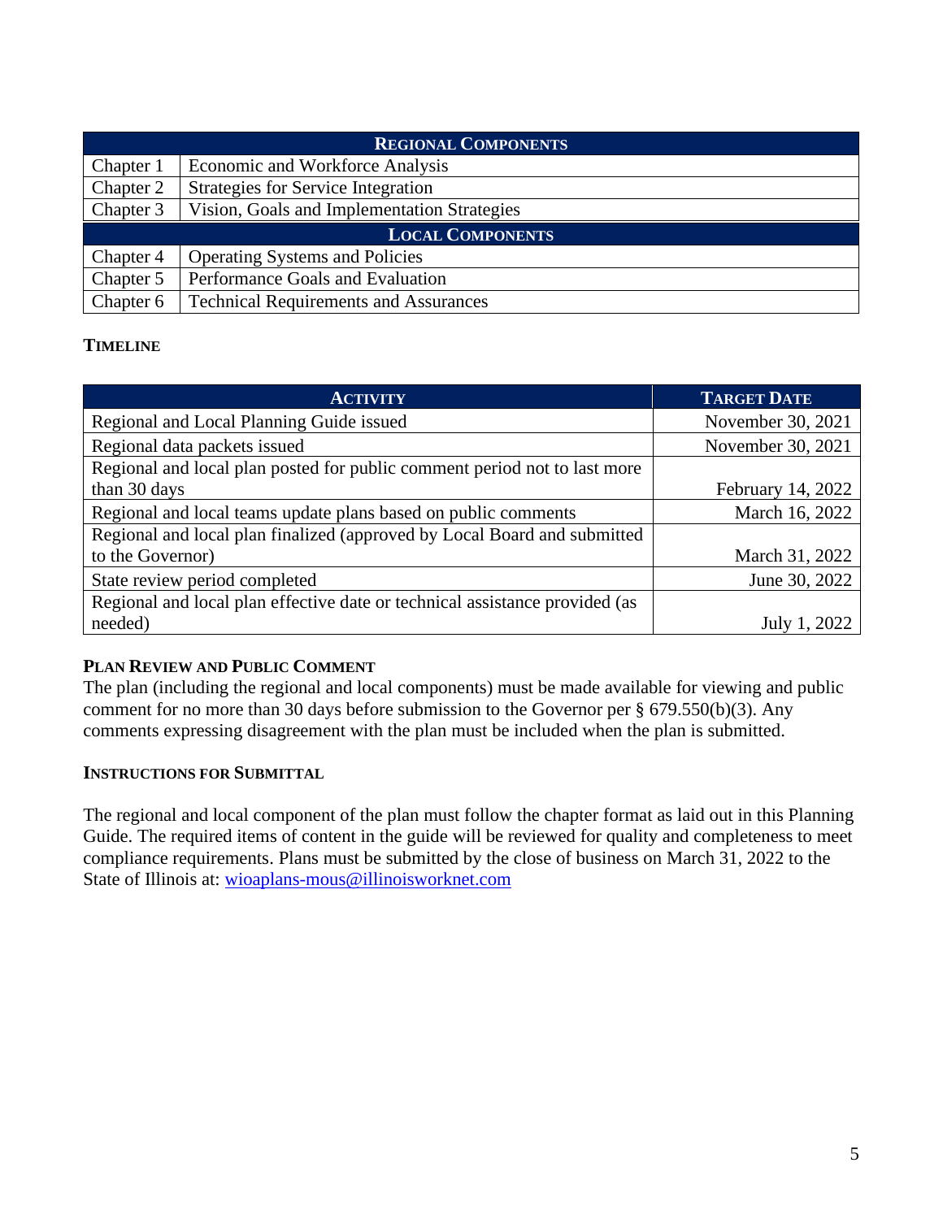| Regional Components | |
|---|---|
| Chapter 1 | Economic and Workforce Analysis |
| Chapter 2 | Strategies for Service Integration |
| Chapter 3 | Vision, Goals and Implementation Strategies |
| **Local Components** | |
| Chapter 4 | Operating Systems and Policies |
| Chapter 5 | Performance Goals and Evaluation |
| Chapter 6 | Technical Requirements and Assurances |

**TIMELINE**

| Activity | Target Date |
|---|---|
| Regional and Local Planning Guide issued | November 30, 2021 |
| Regional data packets issued | November 30, 2021 |
| Regional and local plan posted for public comment period not to last more than 30 days | February 14, 2022 |
| Regional and local teams update plans based on public comments | March 16, 2022 |
| Regional and local plan finalized (approved by Local Board and submitted to the Governor) | March 31, 2022 |
| State review period completed | June 30, 2022 |
| Regional and local plan effective date or technical assistance provided (as needed) | July 1, 2022 |

**PLAN REVIEW AND PUBLIC COMMENT**

The plan (including the regional and local components) must be made available for viewing and public comment for no more than 30 days before submission to the Governor per § 679.550(b)(3). Any comments expressing disagreement with the plan must be included when the plan is submitted.

**INSTRUCTIONS FOR SUBMITTAL**

The regional and local component of the plan must follow the chapter format as laid out in this Planning Guide. The required items of content in the guide will be reviewed for quality and completeness to meet compliance requirements. Plans must be submitted by the close of business on March 31, 2022 to the State of Illinois at: wioaplans-mous@illinoisworknet.com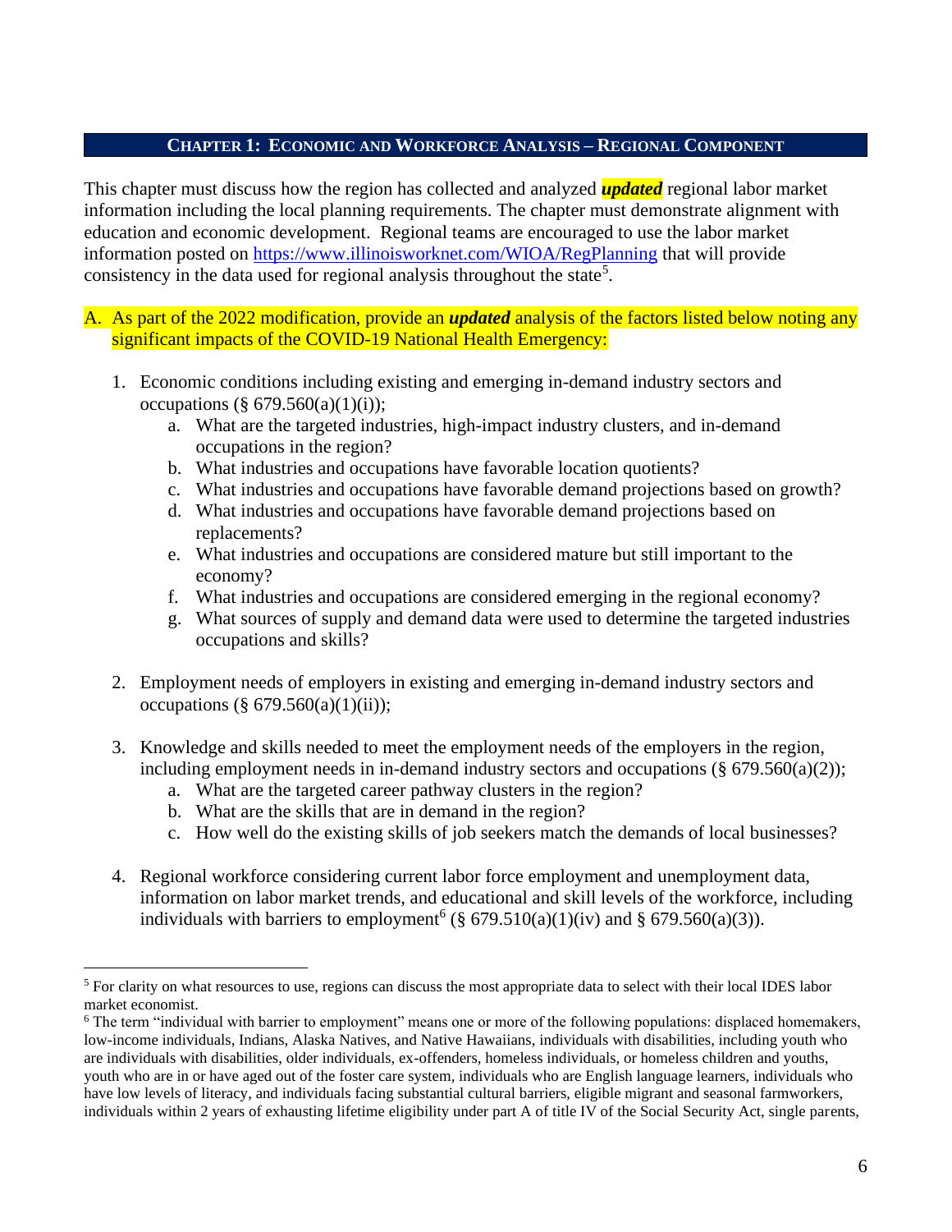## Chapter 1: Economic and Workforce Analysis – Regional Component

This chapter must discuss how the region has collected and analyzed ***updated*** regional labor market information including the local planning requirements. The chapter must demonstrate alignment with education and economic development. Regional teams are encouraged to use the labor market information posted on https://www.illinoisworknet.com/WIOA/RegPlanning that will provide consistency in the data used for regional analysis throughout the state[5].

A. As part of the 2022 modification, provide an ***updated*** analysis of the factors listed below noting any significant impacts of the COVID-19 National Health Emergency:

1. Economic conditions including existing and emerging in-demand industry sectors and occupations (§ 679.560(a)(1)(i));
   a. What are the targeted industries, high-impact industry clusters, and in-demand occupations in the region?
   b. What industries and occupations have favorable location quotients?
   c. What industries and occupations have favorable demand projections based on growth?
   d. What industries and occupations have favorable demand projections based on replacements?
   e. What industries and occupations are considered mature but still important to the economy?
   f. What industries and occupations are considered emerging in the regional economy?
   g. What sources of supply and demand data were used to determine the targeted industries occupations and skills?

2. Employment needs of employers in existing and emerging in-demand industry sectors and occupations (§ 679.560(a)(1)(ii));

3. Knowledge and skills needed to meet the employment needs of the employers in the region, including employment needs in in-demand industry sectors and occupations (§ 679.560(a)(2));
   a. What are the targeted career pathway clusters in the region?
   b. What are the skills that are in demand in the region?
   c. How well do the existing skills of job seekers match the demands of local businesses?

4. Regional workforce considering current labor force employment and unemployment data, information on labor market trends, and educational and skill levels of the workforce, including individuals with barriers to employment[6] (§ 679.510(a)(1)(iv) and § 679.560(a)(3)).

---

[5] For clarity on what resources to use, regions can discuss the most appropriate data to select with their local IDES labor market economist.

[6] The term "individual with barrier to employment" means one or more of the following populations: displaced homemakers, low-income individuals, Indians, Alaska Natives, and Native Hawaiians, individuals with disabilities, including youth who are individuals with disabilities, older individuals, ex-offenders, homeless individuals, or homeless children and youths, youth who are in or have aged out of the foster care system, individuals who are English language learners, individuals who have low levels of literacy, and individuals facing substantial cultural barriers, eligible migrant and seasonal farmworkers, individuals within 2 years of exhausting lifetime eligibility under part A of title IV of the Social Security Act, single parents,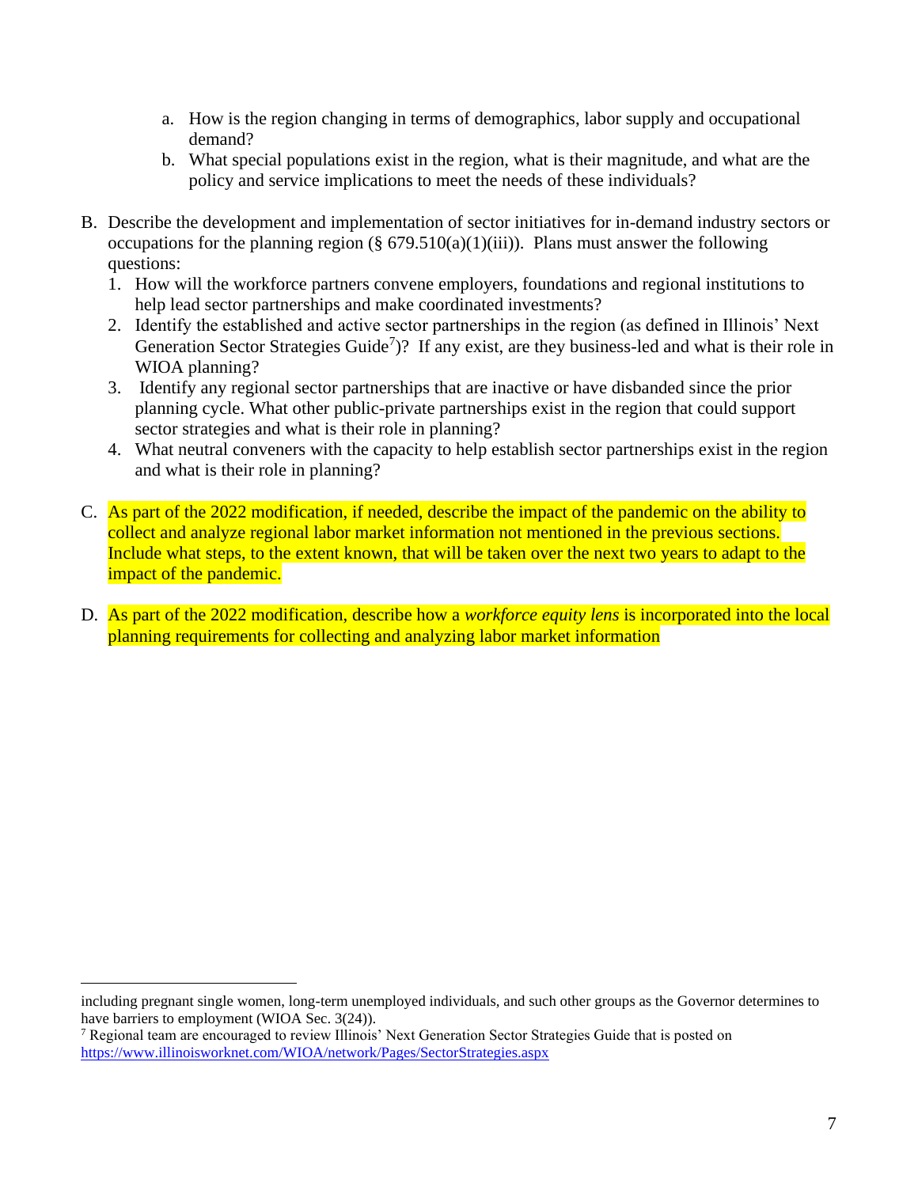a. How is the region changing in terms of demographics, labor supply and occupational demand?
b. What special populations exist in the region, what is their magnitude, and what are the policy and service implications to meet the needs of these individuals?

B. Describe the development and implementation of sector initiatives for in-demand industry sectors or occupations for the planning region (§ 679.510(a)(1)(iii)). Plans must answer the following questions:
   1. How will the workforce partners convene employers, foundations and regional institutions to help lead sector partnerships and make coordinated investments?
   2. Identify the established and active sector partnerships in the region (as defined in Illinois' Next Generation Sector Strategies Guide[7])? If any exist, are they business-led and what is their role in WIOA planning?
   3. Identify any regional sector partnerships that are inactive or have disbanded since the prior planning cycle. What other public-private partnerships exist in the region that could support sector strategies and what is their role in planning?
   4. What neutral conveners with the capacity to help establish sector partnerships exist in the region and what is their role in planning?

C. As part of the 2022 modification, if needed, describe the impact of the pandemic on the ability to collect and analyze regional labor market information not mentioned in the previous sections. Include what steps, to the extent known, that will be taken over the next two years to adapt to the impact of the pandemic.

D. As part of the 2022 modification, describe how a *workforce equity lens* is incorporated into the local planning requirements for collecting and analyzing labor market information

---

including pregnant single women, long-term unemployed individuals, and such other groups as the Governor determines to have barriers to employment (WIOA Sec. 3(24)).

[7] Regional team are encouraged to review Illinois' Next Generation Sector Strategies Guide that is posted on https://www.illinoisworknet.com/WIOA/network/Pages/SectorStrategies.aspx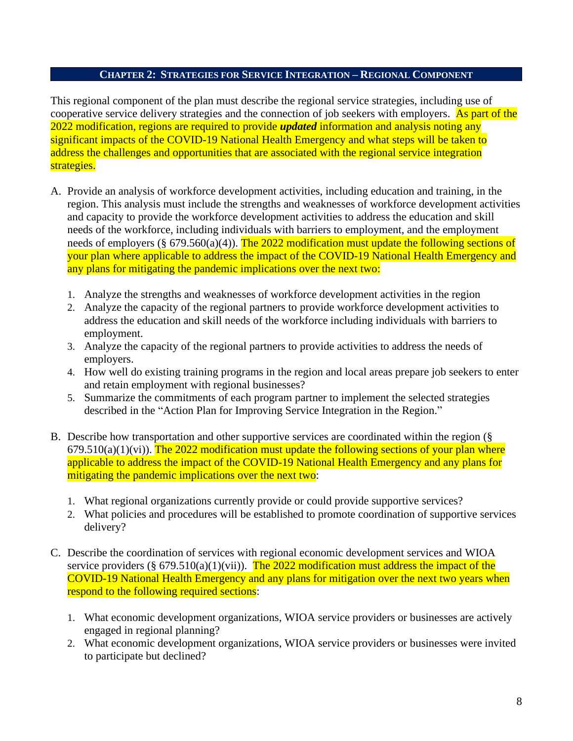## Chapter 2: Strategies for Service Integration – Regional Component

This regional component of the plan must describe the regional service strategies, including use of cooperative service delivery strategies and the connection of job seekers with employers. As part of the 2022 modification, regions are required to provide ***updated*** information and analysis noting any significant impacts of the COVID-19 National Health Emergency and what steps will be taken to address the challenges and opportunities that are associated with the regional service integration strategies.

A. Provide an analysis of workforce development activities, including education and training, in the region. This analysis must include the strengths and weaknesses of workforce development activities and capacity to provide the workforce development activities to address the education and skill needs of the workforce, including individuals with barriers to employment, and the employment needs of employers (§ 679.560(a)(4)). The 2022 modification must update the following sections of your plan where applicable to address the impact of the COVID-19 National Health Emergency and any plans for mitigating the pandemic implications over the next two:

   1. Analyze the strengths and weaknesses of workforce development activities in the region
   2. Analyze the capacity of the regional partners to provide workforce development activities to address the education and skill needs of the workforce including individuals with barriers to employment.
   3. Analyze the capacity of the regional partners to provide activities to address the needs of employers.
   4. How well do existing training programs in the region and local areas prepare job seekers to enter and retain employment with regional businesses?
   5. Summarize the commitments of each program partner to implement the selected strategies described in the "Action Plan for Improving Service Integration in the Region."

B. Describe how transportation and other supportive services are coordinated within the region (§ 679.510(a)(1)(vi)). The 2022 modification must update the following sections of your plan where applicable to address the impact of the COVID-19 National Health Emergency and any plans for mitigating the pandemic implications over the next two:

   1. What regional organizations currently provide or could provide supportive services?
   2. What policies and procedures will be established to promote coordination of supportive services delivery?

C. Describe the coordination of services with regional economic development services and WIOA service providers (§ 679.510(a)(1)(vii)). The 2022 modification must address the impact of the COVID-19 National Health Emergency and any plans for mitigation over the next two years when respond to the following required sections:

   1. What economic development organizations, WIOA service providers or businesses are actively engaged in regional planning?
   2. What economic development organizations, WIOA service providers or businesses were invited to participate but declined?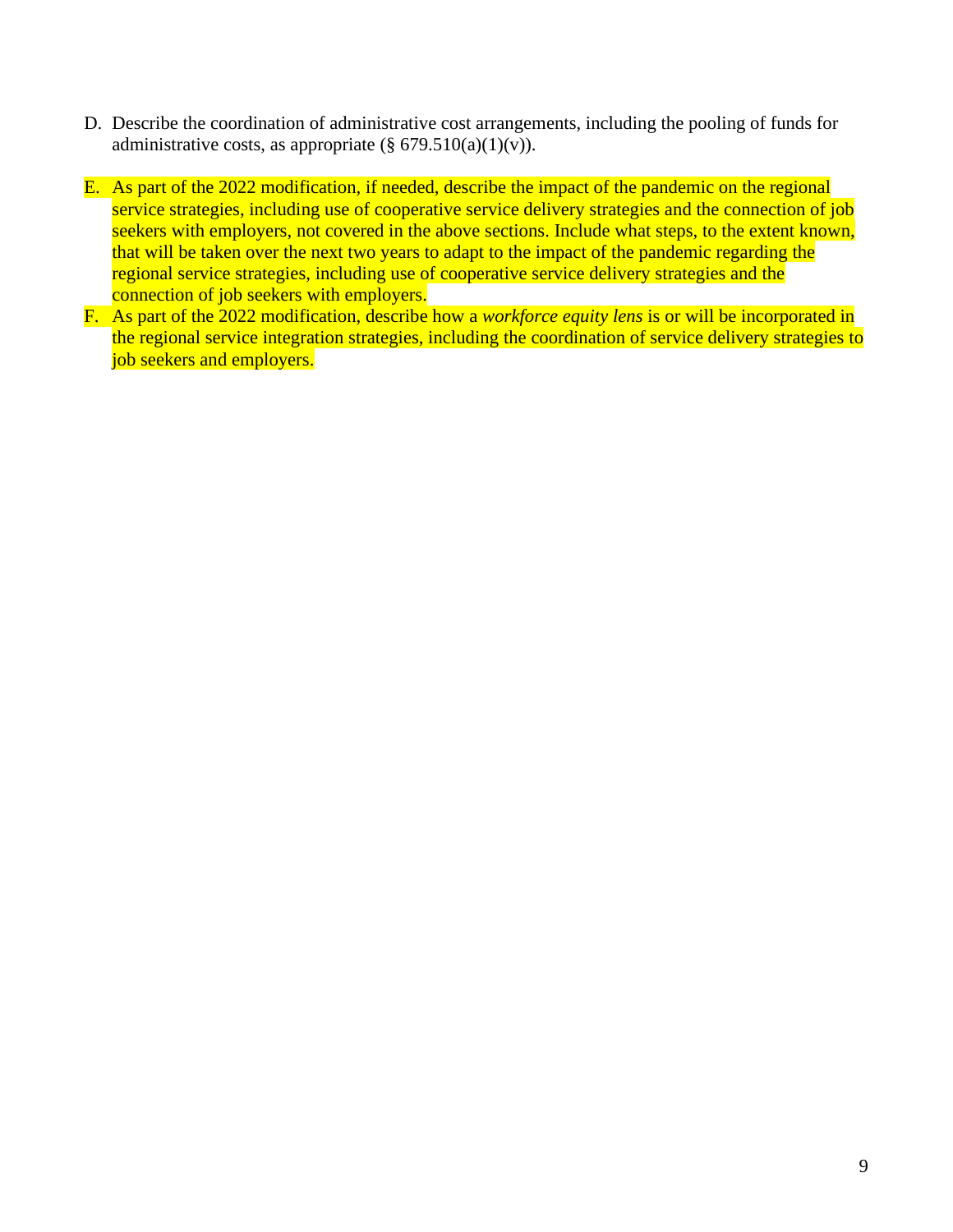D. Describe the coordination of administrative cost arrangements, including the pooling of funds for administrative costs, as appropriate (§ 679.510(a)(1)(v)).

E. As part of the 2022 modification, if needed, describe the impact of the pandemic on the regional service strategies, including use of cooperative service delivery strategies and the connection of job seekers with employers, not covered in the above sections. Include what steps, to the extent known, that will be taken over the next two years to adapt to the impact of the pandemic regarding the regional service strategies, including use of cooperative service delivery strategies and the connection of job seekers with employers.

F. As part of the 2022 modification, describe how a *workforce equity lens* is or will be incorporated in the regional service integration strategies, including the coordination of service delivery strategies to job seekers and employers.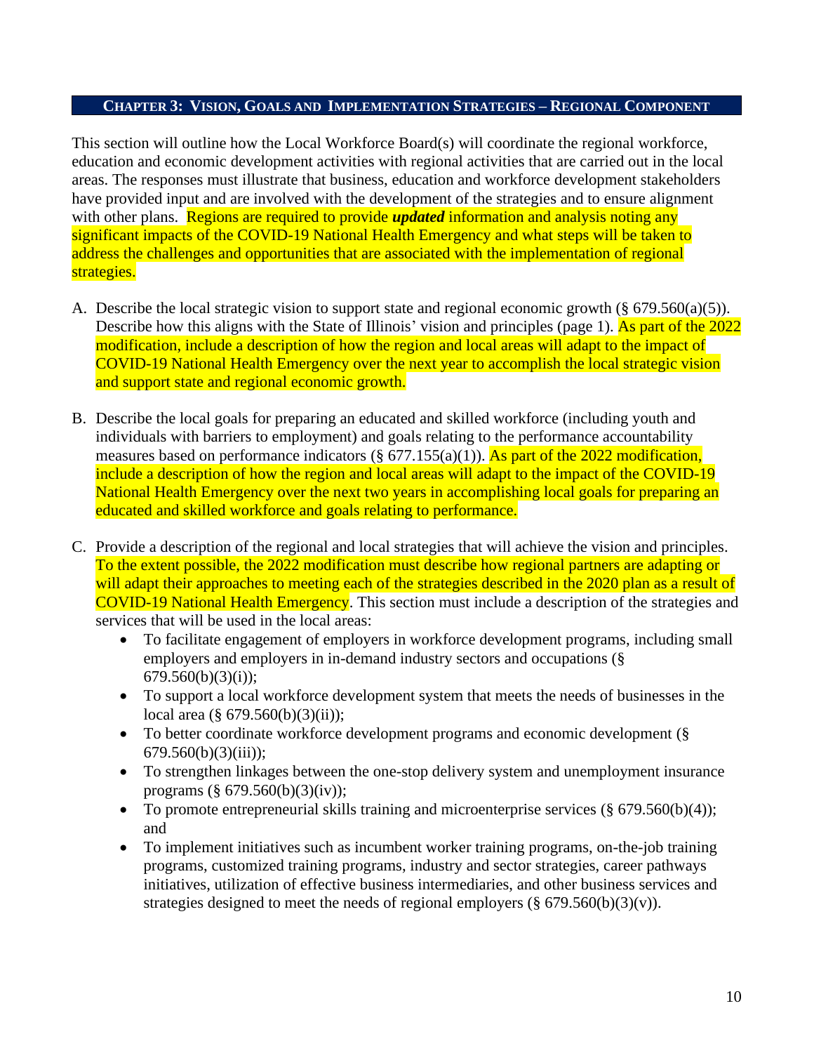## CHAPTER 3: VISION, GOALS AND IMPLEMENTATION STRATEGIES – REGIONAL COMPONENT

This section will outline how the Local Workforce Board(s) will coordinate the regional workforce, education and economic development activities with regional activities that are carried out in the local areas. The responses must illustrate that business, education and workforce development stakeholders have provided input and are involved with the development of the strategies and to ensure alignment with other plans. Regions are required to provide ***updated*** information and analysis noting any significant impacts of the COVID-19 National Health Emergency and what steps will be taken to address the challenges and opportunities that are associated with the implementation of regional strategies.

A. Describe the local strategic vision to support state and regional economic growth (§ 679.560(a)(5)). Describe how this aligns with the State of Illinois' vision and principles (page 1). As part of the 2022 modification, include a description of how the region and local areas will adapt to the impact of COVID-19 National Health Emergency over the next year to accomplish the local strategic vision and support state and regional economic growth.

B. Describe the local goals for preparing an educated and skilled workforce (including youth and individuals with barriers to employment) and goals relating to the performance accountability measures based on performance indicators (§ 677.155(a)(1)). As part of the 2022 modification, include a description of how the region and local areas will adapt to the impact of the COVID-19 National Health Emergency over the next two years in accomplishing local goals for preparing an educated and skilled workforce and goals relating to performance.

C. Provide a description of the regional and local strategies that will achieve the vision and principles. To the extent possible, the 2022 modification must describe how regional partners are adapting or will adapt their approaches to meeting each of the strategies described in the 2020 plan as a result of COVID-19 National Health Emergency. This section must include a description of the strategies and services that will be used in the local areas:
   - To facilitate engagement of employers in workforce development programs, including small employers and employers in in-demand industry sectors and occupations (§ 679.560(b)(3)(i));
   - To support a local workforce development system that meets the needs of businesses in the local area (§ 679.560(b)(3)(ii));
   - To better coordinate workforce development programs and economic development (§ 679.560(b)(3)(iii));
   - To strengthen linkages between the one-stop delivery system and unemployment insurance programs (§ 679.560(b)(3)(iv));
   - To promote entrepreneurial skills training and microenterprise services (§ 679.560(b)(4)); and
   - To implement initiatives such as incumbent worker training programs, on-the-job training programs, customized training programs, industry and sector strategies, career pathways initiatives, utilization of effective business intermediaries, and other business services and strategies designed to meet the needs of regional employers (§ 679.560(b)(3)(v)).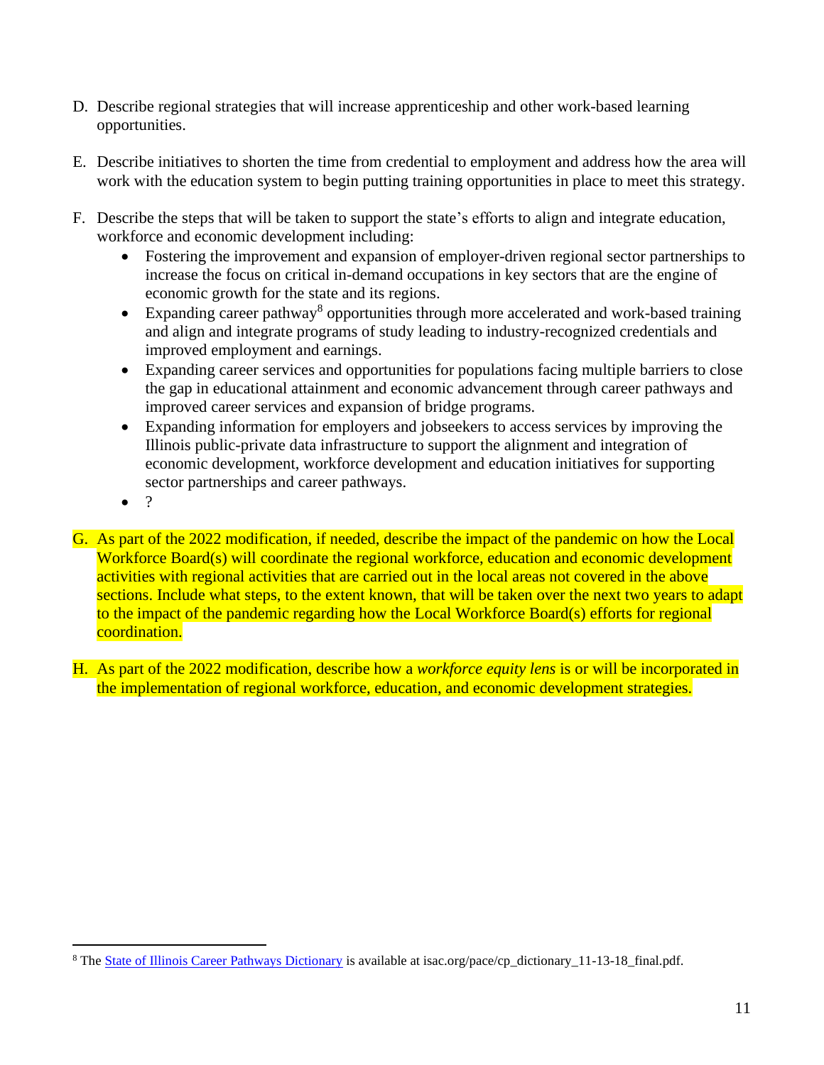D. Describe regional strategies that will increase apprenticeship and other work-based learning opportunities.

E. Describe initiatives to shorten the time from credential to employment and address how the area will work with the education system to begin putting training opportunities in place to meet this strategy.

F. Describe the steps that will be taken to support the state's efforts to align and integrate education, workforce and economic development including:
   - Fostering the improvement and expansion of employer-driven regional sector partnerships to increase the focus on critical in-demand occupations in key sectors that are the engine of economic growth for the state and its regions.
   - Expanding career pathway[8] opportunities through more accelerated and work-based training and align and integrate programs of study leading to industry-recognized credentials and improved employment and earnings.
   - Expanding career services and opportunities for populations facing multiple barriers to close the gap in educational attainment and economic advancement through career pathways and improved career services and expansion of bridge programs.
   - Expanding information for employers and jobseekers to access services by improving the Illinois public-private data infrastructure to support the alignment and integration of economic development, workforce development and education initiatives for supporting sector partnerships and career pathways.
   - ?

G. As part of the 2022 modification, if needed, describe the impact of the pandemic on how the Local Workforce Board(s) will coordinate the regional workforce, education and economic development activities with regional activities that are carried out in the local areas not covered in the above sections. Include what steps, to the extent known, that will be taken over the next two years to adapt to the impact of the pandemic regarding how the Local Workforce Board(s) efforts for regional coordination.

H. As part of the 2022 modification, describe how a *workforce equity lens* is or will be incorporated in the implementation of regional workforce, education, and economic development strategies.

[8] The State of Illinois Career Pathways Dictionary is available at isac.org/pace/cp_dictionary_11-13-18_final.pdf.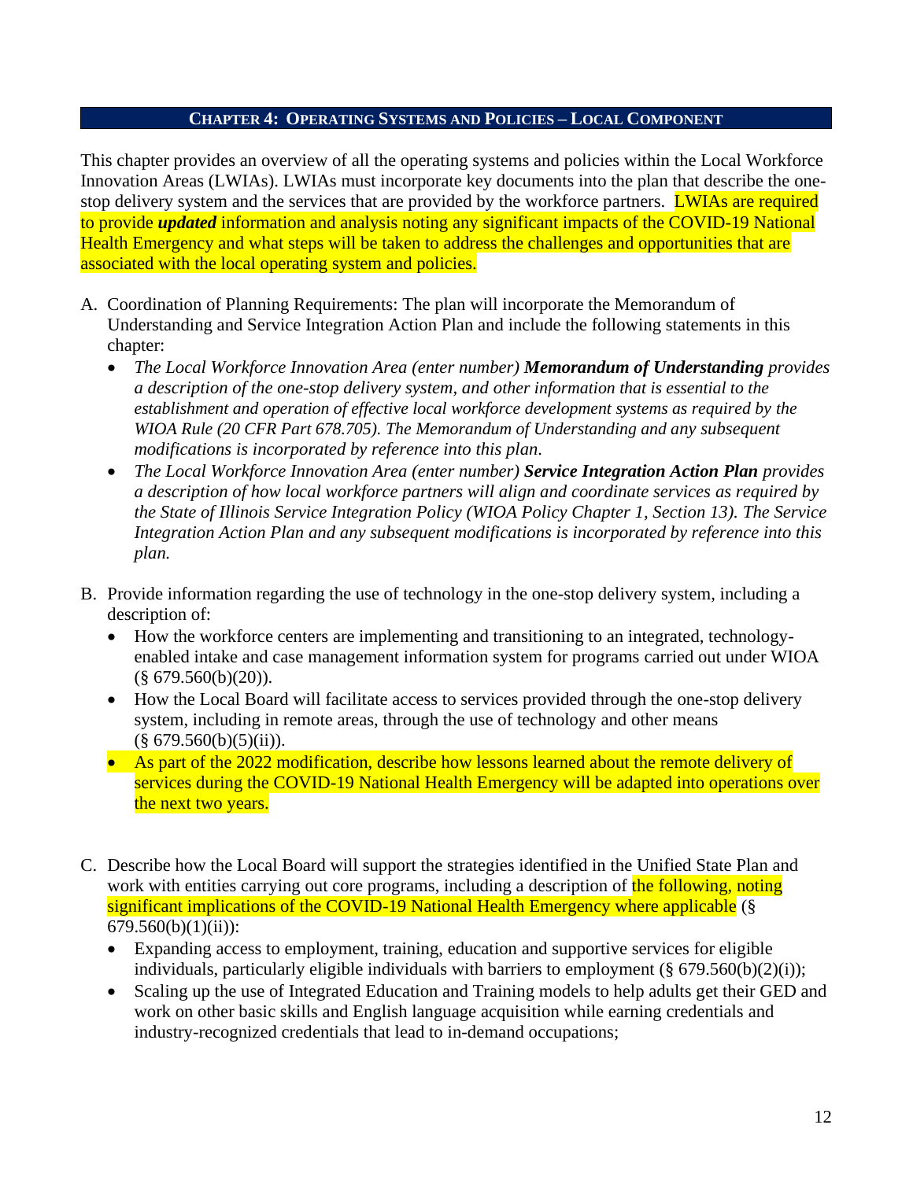## Chapter 4: Operating Systems and Policies – Local Component

This chapter provides an overview of all the operating systems and policies within the Local Workforce Innovation Areas (LWIAs). LWIAs must incorporate key documents into the plan that describe the one-stop delivery system and the services that are provided by the workforce partners. LWIAs are required to provide ***updated*** information and analysis noting any significant impacts of the COVID-19 National Health Emergency and what steps will be taken to address the challenges and opportunities that are associated with the local operating system and policies.

A. Coordination of Planning Requirements: The plan will incorporate the Memorandum of Understanding and Service Integration Action Plan and include the following statements in this chapter:
   - *The Local Workforce Innovation Area (enter number)* ***Memorandum of Understanding*** *provides a description of the one-stop delivery system, and other information that is essential to the establishment and operation of effective local workforce development systems as required by the WIOA Rule (20 CFR Part 678.705). The Memorandum of Understanding and any subsequent modifications is incorporated by reference into this plan.*
   - *The Local Workforce Innovation Area (enter number)* ***Service Integration Action Plan*** *provides a description of how local workforce partners will align and coordinate services as required by the State of Illinois Service Integration Policy (WIOA Policy Chapter 1, Section 13). The Service Integration Action Plan and any subsequent modifications is incorporated by reference into this plan.*

B. Provide information regarding the use of technology in the one-stop delivery system, including a description of:
   - How the workforce centers are implementing and transitioning to an integrated, technology-enabled intake and case management information system for programs carried out under WIOA (§ 679.560(b)(20)).
   - How the Local Board will facilitate access to services provided through the one-stop delivery system, including in remote areas, through the use of technology and other means (§ 679.560(b)(5)(ii)).
   - As part of the 2022 modification, describe how lessons learned about the remote delivery of services during the COVID-19 National Health Emergency will be adapted into operations over the next two years.

C. Describe how the Local Board will support the strategies identified in the Unified State Plan and work with entities carrying out core programs, including a description of the following, noting significant implications of the COVID-19 National Health Emergency where applicable (§ 679.560(b)(1)(ii)):
   - Expanding access to employment, training, education and supportive services for eligible individuals, particularly eligible individuals with barriers to employment (§ 679.560(b)(2)(i));
   - Scaling up the use of Integrated Education and Training models to help adults get their GED and work on other basic skills and English language acquisition while earning credentials and industry-recognized credentials that lead to in-demand occupations;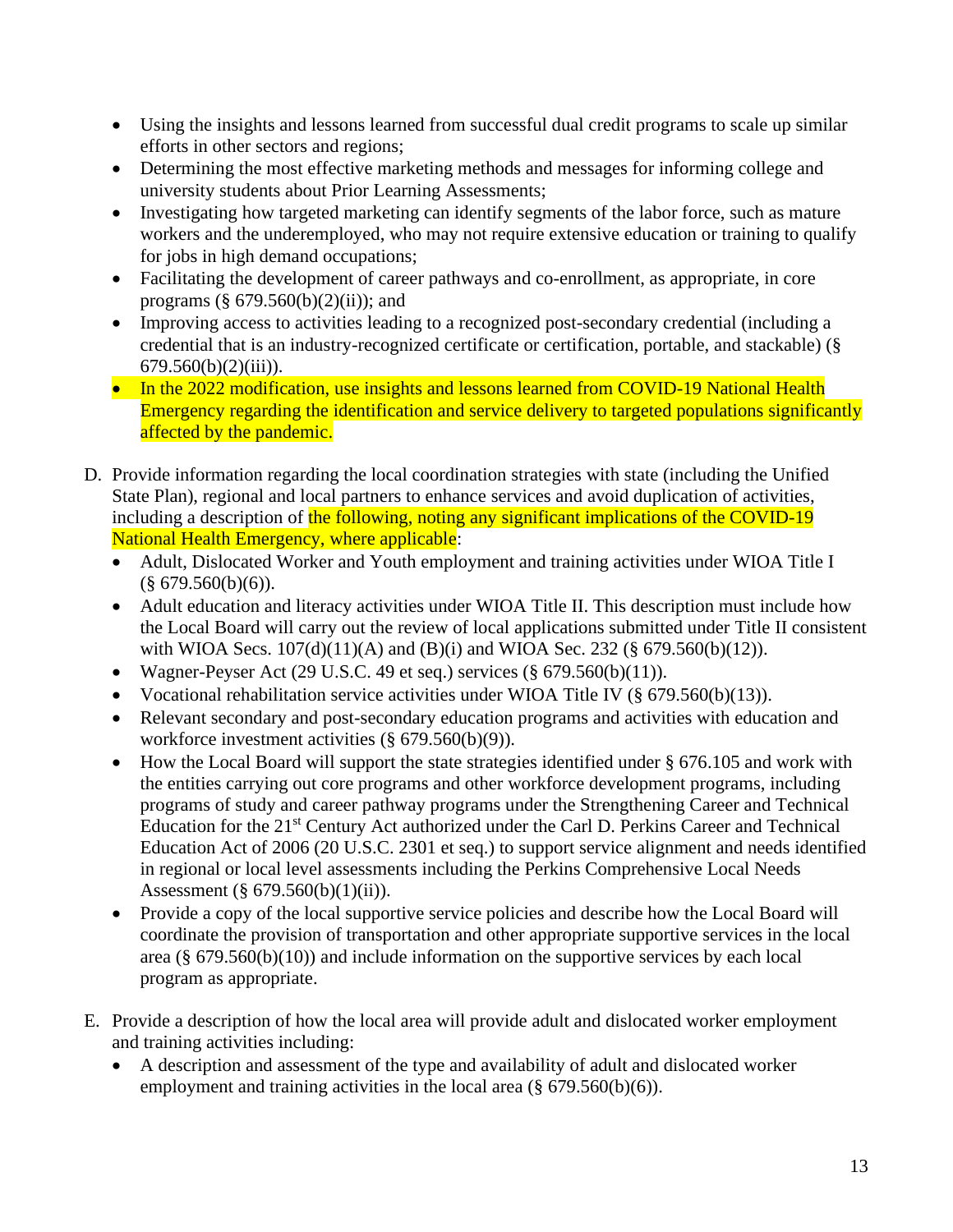- Using the insights and lessons learned from successful dual credit programs to scale up similar efforts in other sectors and regions;
- Determining the most effective marketing methods and messages for informing college and university students about Prior Learning Assessments;
- Investigating how targeted marketing can identify segments of the labor force, such as mature workers and the underemployed, who may not require extensive education or training to qualify for jobs in high demand occupations;
- Facilitating the development of career pathways and co-enrollment, as appropriate, in core programs (§ 679.560(b)(2)(ii)); and
- Improving access to activities leading to a recognized post-secondary credential (including a credential that is an industry-recognized certificate or certification, portable, and stackable) (§ 679.560(b)(2)(iii)).
- In the 2022 modification, use insights and lessons learned from COVID-19 National Health Emergency regarding the identification and service delivery to targeted populations significantly affected by the pandemic.

D. Provide information regarding the local coordination strategies with state (including the Unified State Plan), regional and local partners to enhance services and avoid duplication of activities, including a description of the following, noting any significant implications of the COVID-19 National Health Emergency, where applicable:
   - Adult, Dislocated Worker and Youth employment and training activities under WIOA Title I (§ 679.560(b)(6)).
   - Adult education and literacy activities under WIOA Title II. This description must include how the Local Board will carry out the review of local applications submitted under Title II consistent with WIOA Secs. 107(d)(11)(A) and (B)(i) and WIOA Sec. 232 (§ 679.560(b)(12)).
   - Wagner-Peyser Act (29 U.S.C. 49 et seq.) services (§ 679.560(b)(11)).
   - Vocational rehabilitation service activities under WIOA Title IV (§ 679.560(b)(13)).
   - Relevant secondary and post-secondary education programs and activities with education and workforce investment activities (§ 679.560(b)(9)).
   - How the Local Board will support the state strategies identified under § 676.105 and work with the entities carrying out core programs and other workforce development programs, including programs of study and career pathway programs under the Strengthening Career and Technical Education for the 21st Century Act authorized under the Carl D. Perkins Career and Technical Education Act of 2006 (20 U.S.C. 2301 et seq.) to support service alignment and needs identified in regional or local level assessments including the Perkins Comprehensive Local Needs Assessment (§ 679.560(b)(1)(ii)).
   - Provide a copy of the local supportive service policies and describe how the Local Board will coordinate the provision of transportation and other appropriate supportive services in the local area (§ 679.560(b)(10)) and include information on the supportive services by each local program as appropriate.

E. Provide a description of how the local area will provide adult and dislocated worker employment and training activities including:
   - A description and assessment of the type and availability of adult and dislocated worker employment and training activities in the local area (§ 679.560(b)(6)).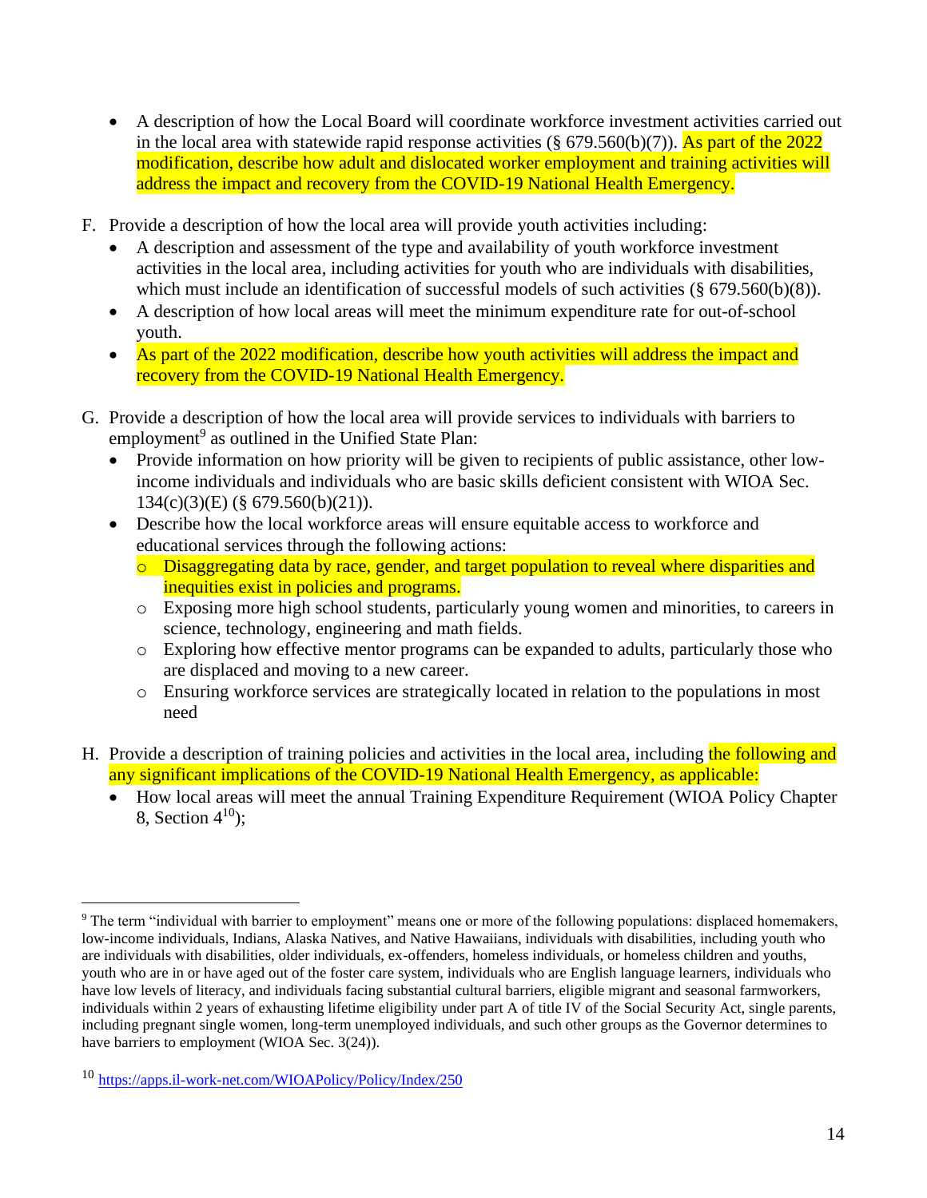- A description of how the Local Board will coordinate workforce investment activities carried out in the local area with statewide rapid response activities (§ 679.560(b)(7)). As part of the 2022 modification, describe how adult and dislocated worker employment and training activities will address the impact and recovery from the COVID-19 National Health Emergency.

F. Provide a description of how the local area will provide youth activities including:
   - A description and assessment of the type and availability of youth workforce investment activities in the local area, including activities for youth who are individuals with disabilities, which must include an identification of successful models of such activities (§ 679.560(b)(8)).
   - A description of how local areas will meet the minimum expenditure rate for out-of-school youth.
   - As part of the 2022 modification, describe how youth activities will address the impact and recovery from the COVID-19 National Health Emergency.

G. Provide a description of how the local area will provide services to individuals with barriers to employment[9] as outlined in the Unified State Plan:
   - Provide information on how priority will be given to recipients of public assistance, other low-income individuals and individuals who are basic skills deficient consistent with WIOA Sec. 134(c)(3)(E) (§ 679.560(b)(21)).
   - Describe how the local workforce areas will ensure equitable access to workforce and educational services through the following actions:
     - Disaggregating data by race, gender, and target population to reveal where disparities and inequities exist in policies and programs.
     - Exposing more high school students, particularly young women and minorities, to careers in science, technology, engineering and math fields.
     - Exploring how effective mentor programs can be expanded to adults, particularly those who are displaced and moving to a new career.
     - Ensuring workforce services are strategically located in relation to the populations in most need

H. Provide a description of training policies and activities in the local area, including the following and any significant implications of the COVID-19 National Health Emergency, as applicable:
   - How local areas will meet the annual Training Expenditure Requirement (WIOA Policy Chapter 8, Section 4[10]);

---

[9] The term "individual with barrier to employment" means one or more of the following populations: displaced homemakers, low-income individuals, Indians, Alaska Natives, and Native Hawaiians, individuals with disabilities, including youth who are individuals with disabilities, older individuals, ex-offenders, homeless individuals, or homeless children and youths, youth who are in or have aged out of the foster care system, individuals who are English language learners, individuals who have low levels of literacy, and individuals facing substantial cultural barriers, eligible migrant and seasonal farmworkers, individuals within 2 years of exhausting lifetime eligibility under part A of title IV of the Social Security Act, single parents, including pregnant single women, long-term unemployed individuals, and such other groups as the Governor determines to have barriers to employment (WIOA Sec. 3(24)).

[10] https://apps.il-work-net.com/WIOAPolicy/Policy/Index/250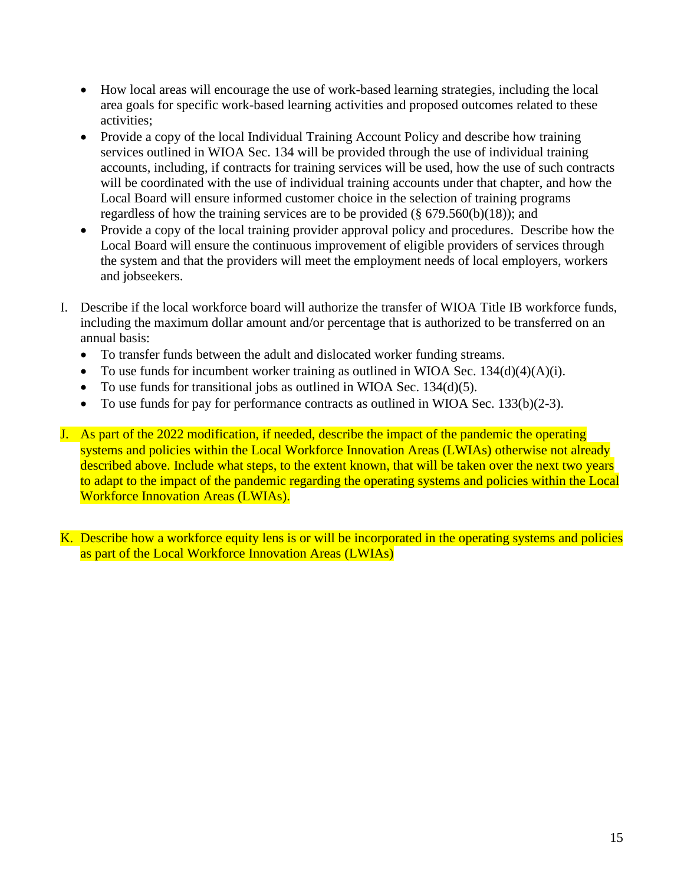- How local areas will encourage the use of work-based learning strategies, including the local area goals for specific work-based learning activities and proposed outcomes related to these activities;
- Provide a copy of the local Individual Training Account Policy and describe how training services outlined in WIOA Sec. 134 will be provided through the use of individual training accounts, including, if contracts for training services will be used, how the use of such contracts will be coordinated with the use of individual training accounts under that chapter, and how the Local Board will ensure informed customer choice in the selection of training programs regardless of how the training services are to be provided (§ 679.560(b)(18)); and
- Provide a copy of the local training provider approval policy and procedures. Describe how the Local Board will ensure the continuous improvement of eligible providers of services through the system and that the providers will meet the employment needs of local employers, workers and jobseekers.

I. Describe if the local workforce board will authorize the transfer of WIOA Title IB workforce funds, including the maximum dollar amount and/or percentage that is authorized to be transferred on an annual basis:
   - To transfer funds between the adult and dislocated worker funding streams.
   - To use funds for incumbent worker training as outlined in WIOA Sec. 134(d)(4)(A)(i).
   - To use funds for transitional jobs as outlined in WIOA Sec. 134(d)(5).
   - To use funds for pay for performance contracts as outlined in WIOA Sec. 133(b)(2-3).

J. As part of the 2022 modification, if needed, describe the impact of the pandemic the operating systems and policies within the Local Workforce Innovation Areas (LWIAs) otherwise not already described above. Include what steps, to the extent known, that will be taken over the next two years to adapt to the impact of the pandemic regarding the operating systems and policies within the Local Workforce Innovation Areas (LWIAs).

K. Describe how a workforce equity lens is or will be incorporated in the operating systems and policies as part of the Local Workforce Innovation Areas (LWIAs)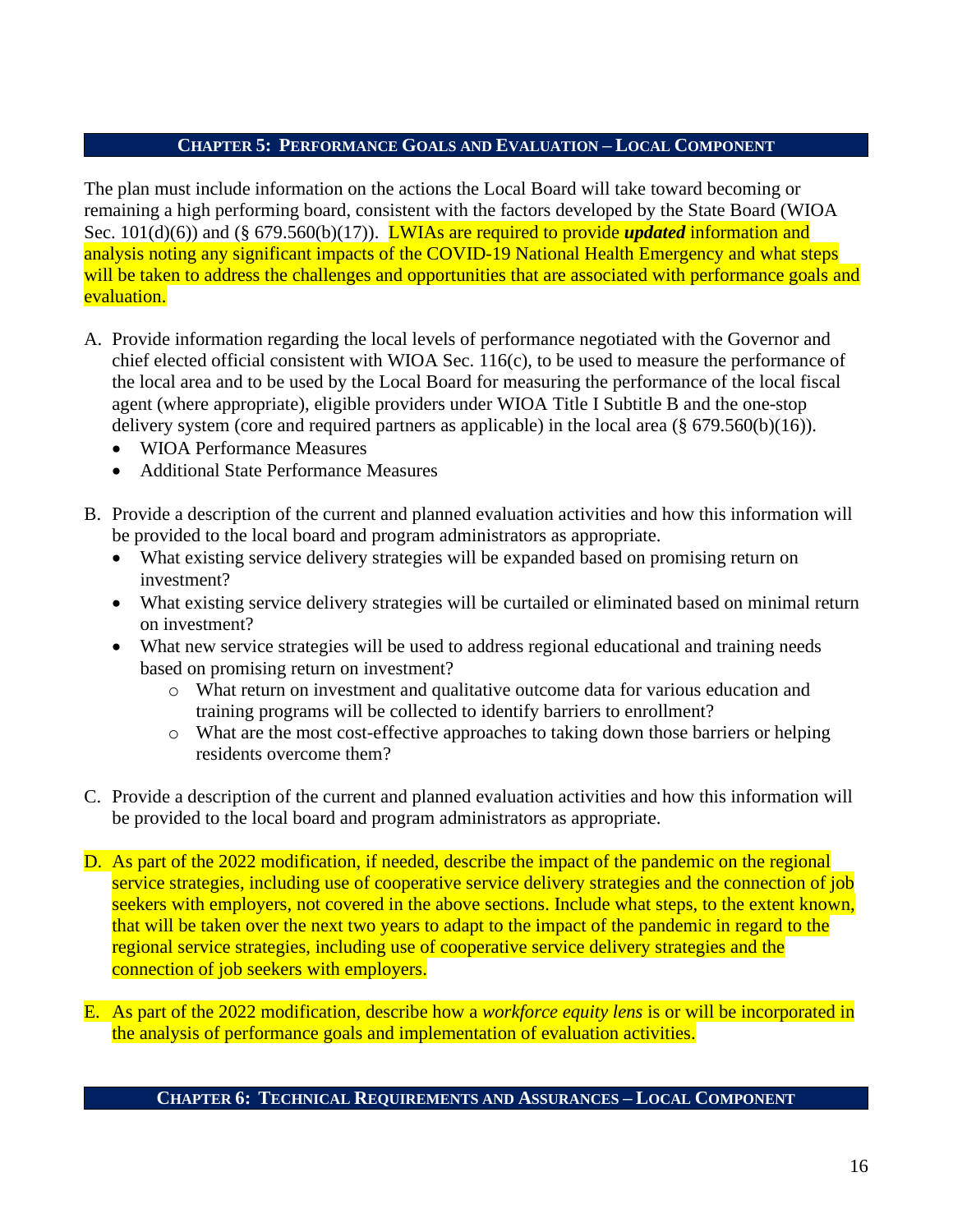## Chapter 5: Performance Goals and Evaluation – Local Component

The plan must include information on the actions the Local Board will take toward becoming or remaining a high performing board, consistent with the factors developed by the State Board (WIOA Sec. 101(d)(6)) and (§ 679.560(b)(17)). LWIAs are required to provide ***updated*** information and analysis noting any significant impacts of the COVID-19 National Health Emergency and what steps will be taken to address the challenges and opportunities that are associated with performance goals and evaluation.

A. Provide information regarding the local levels of performance negotiated with the Governor and chief elected official consistent with WIOA Sec. 116(c), to be used to measure the performance of the local area and to be used by the Local Board for measuring the performance of the local fiscal agent (where appropriate), eligible providers under WIOA Title I Subtitle B and the one-stop delivery system (core and required partners as applicable) in the local area (§ 679.560(b)(16)).
   - WIOA Performance Measures
   - Additional State Performance Measures

B. Provide a description of the current and planned evaluation activities and how this information will be provided to the local board and program administrators as appropriate.
   - What existing service delivery strategies will be expanded based on promising return on investment?
   - What existing service delivery strategies will be curtailed or eliminated based on minimal return on investment?
   - What new service strategies will be used to address regional educational and training needs based on promising return on investment?
     - What return on investment and qualitative outcome data for various education and training programs will be collected to identify barriers to enrollment?
     - What are the most cost-effective approaches to taking down those barriers or helping residents overcome them?

C. Provide a description of the current and planned evaluation activities and how this information will be provided to the local board and program administrators as appropriate.

D. As part of the 2022 modification, if needed, describe the impact of the pandemic on the regional service strategies, including use of cooperative service delivery strategies and the connection of job seekers with employers, not covered in the above sections. Include what steps, to the extent known, that will be taken over the next two years to adapt to the impact of the pandemic in regard to the regional service strategies, including use of cooperative service delivery strategies and the connection of job seekers with employers.

E. As part of the 2022 modification, describe how a *workforce equity lens* is or will be incorporated in the analysis of performance goals and implementation of evaluation activities.

## Chapter 6: Technical Requirements and Assurances – Local Component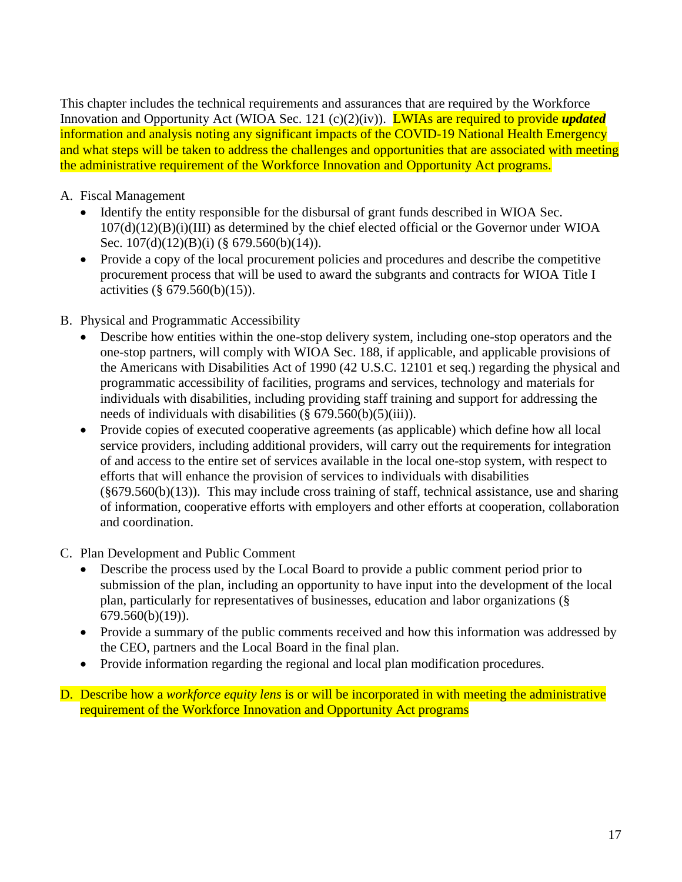This chapter includes the technical requirements and assurances that are required by the Workforce Innovation and Opportunity Act (WIOA Sec. 121 (c)(2)(iv)). LWIAs are required to provide ***updated*** information and analysis noting any significant impacts of the COVID-19 National Health Emergency and what steps will be taken to address the challenges and opportunities that are associated with meeting the administrative requirement of the Workforce Innovation and Opportunity Act programs.

A. Fiscal Management
   - Identify the entity responsible for the disbursal of grant funds described in WIOA Sec. 107(d)(12)(B)(i)(III) as determined by the chief elected official or the Governor under WIOA Sec. 107(d)(12)(B)(i) (§ 679.560(b)(14)).
   - Provide a copy of the local procurement policies and procedures and describe the competitive procurement process that will be used to award the subgrants and contracts for WIOA Title I activities (§ 679.560(b)(15)).

B. Physical and Programmatic Accessibility
   - Describe how entities within the one-stop delivery system, including one-stop operators and the one-stop partners, will comply with WIOA Sec. 188, if applicable, and applicable provisions of the Americans with Disabilities Act of 1990 (42 U.S.C. 12101 et seq.) regarding the physical and programmatic accessibility of facilities, programs and services, technology and materials for individuals with disabilities, including providing staff training and support for addressing the needs of individuals with disabilities (§ 679.560(b)(5)(iii)).
   - Provide copies of executed cooperative agreements (as applicable) which define how all local service providers, including additional providers, will carry out the requirements for integration of and access to the entire set of services available in the local one-stop system, with respect to efforts that will enhance the provision of services to individuals with disabilities (§679.560(b)(13)). This may include cross training of staff, technical assistance, use and sharing of information, cooperative efforts with employers and other efforts at cooperation, collaboration and coordination.

C. Plan Development and Public Comment
   - Describe the process used by the Local Board to provide a public comment period prior to submission of the plan, including an opportunity to have input into the development of the local plan, particularly for representatives of businesses, education and labor organizations (§ 679.560(b)(19)).
   - Provide a summary of the public comments received and how this information was addressed by the CEO, partners and the Local Board in the final plan.
   - Provide information regarding the regional and local plan modification procedures.

D. Describe how a *workforce equity lens* is or will be incorporated in with meeting the administrative requirement of the Workforce Innovation and Opportunity Act programs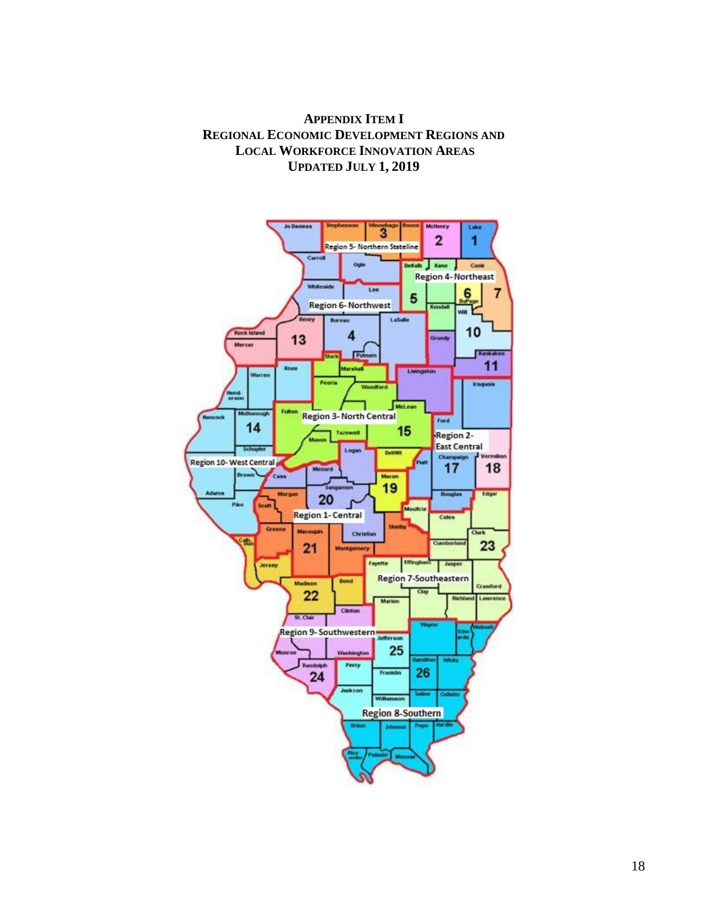**APPENDIX ITEM I**
**REGIONAL ECONOMIC DEVELOPMENT REGIONS AND LOCAL WORKFORCE INNOVATION AREAS**
**UPDATED JULY 1, 2019**

Region 1- Central

Region 2- East Central

Region 3- North Central

Region 4- Northeast

Region 5- Northern Stateline

Region 6- Northwest

Region 7-Southeastern

Region 8-Southern

Region 9- Southwestern

Region 10- West Central